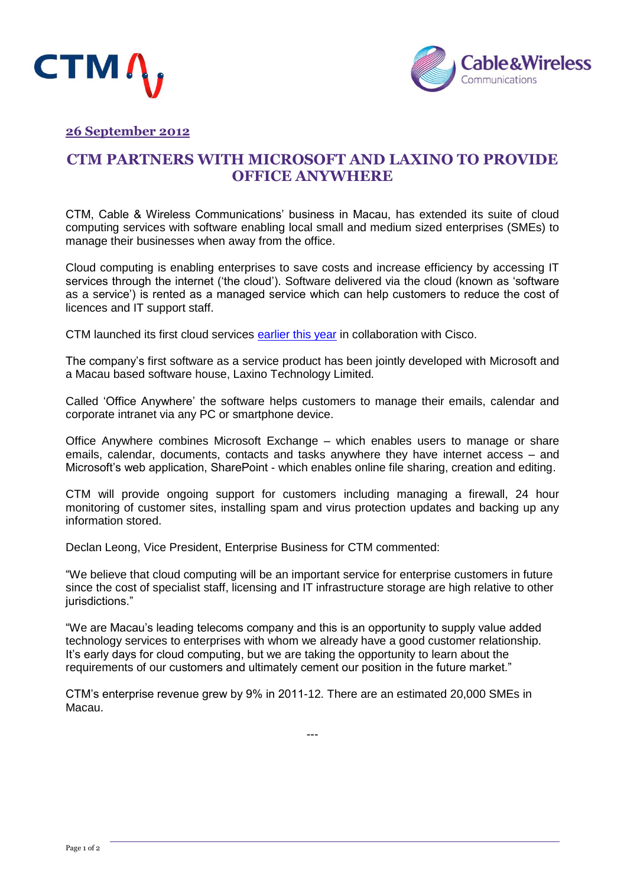**26 September 2012**

# CTM PARTNERS WITH MICROSOFT AND LAXINO TO PROVIDE OFFICE ANYWHERE

CTM, Cable & Wireless Communications' business in Macau, has extended its suite of cloud computing services with software enabling local small and medium sized enterprises (SMEs) to manage their businesses when away from the office.

Cloud computing is enabling enterprises to save costs and increase efficiency by accessing IT services through the internet ('the cloud'). Software delivered via the cloud (known as 'software as a service') is rented as a managed service which can help customers to reduce the cost of licences and IT support staff.

CTM launched its first cloud services earlier this year in collaboration with Cisco.

The company's first software as a service product has been jointly developed with Microsoft and a Macau based software house, Laxino Technology Limited.

Called 'Office Anywhere' the software helps customers to manage their emails, calendar and corporate intranet via any PC or smartphone device.

Office Anywhere combines Microsoft Exchange – which enables users to manage or share emails, calendar, documents, contacts and tasks anywhere they have internet access – and Microsoft's web application, SharePoint - which enables online file sharing, creation and editing.

CTM will provide ongoing support for customers including managing a firewall, 24 hour monitoring of customer sites, installing spam and virus protection updates and backing up any information stored.

Declan Leong, Vice President, Enterprise Business for CTM commented:

"We believe that cloud computing will be an important service for enterprise customers in future since the cost of specialist staff, licensing and IT infrastructure storage are high relative to other jurisdictions."

"We are Macau's leading telecoms company and this is an opportunity to supply value added technology services to enterprises with whom we already have a good customer relationship. It's early days for cloud computing, but we are taking the opportunity to learn about the requirements of our customers and ultimately cement our position in the future market."

CTM's enterprise revenue grew by 9% in 2011-12. There are an estimated 20,000 SMEs in Macau.

---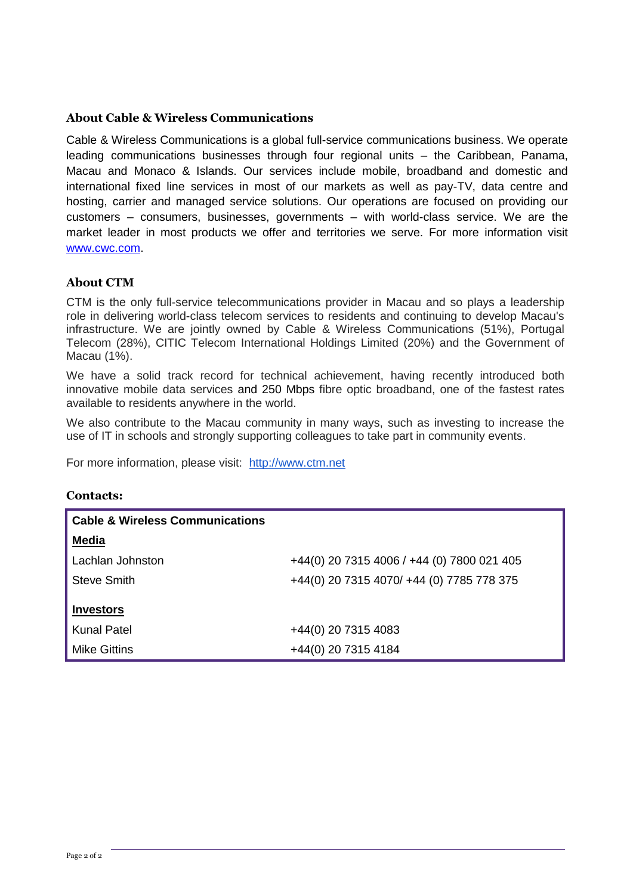## About Cable & Wireless Communications

Cable & Wireless Communications is a global full-service communications business. We operate leading communications businesses through four regional units – the Caribbean, Panama, Macau and Monaco & Islands. Our services include mobile, broadband and domestic and international fixed line services in most of our markets as well as pay-TV, data centre and hosting, carrier and managed service solutions. Our operations are focused on providing our customers – consumers, businesses, governments – with world-class service. We are the market leader in most products we offer and territories we serve. For more information visit www.cwc.com.

## About CTM

CTM is the only full-service telecommunications provider in Macau and so plays a leadership role in delivering world-class telecom services to residents and continuing to develop Macau's infrastructure. We are jointly owned by Cable & Wireless Communications (51%), Portugal Telecom (28%), CITIC Telecom International Holdings Limited (20%) and the Government of Macau (1%).

We have a solid track record for technical achievement, having recently introduced both innovative mobile data services and 250 Mbps fibre optic broadband, one of the fastest rates available to residents anywhere in the world.

We also contribute to the Macau community in many ways, such as investing to increase the use of IT in schools and strongly supporting colleagues to take part in community events.

For more information, please visit: http://www.ctm.net

**Contacts:**

| | |
|---|---|
| **Cable & Wireless Communications** | |
| **Media** | |
| Lachlan Johnston | +44(0) 20 7315 4006 / +44 (0) 7800 021 405 |
| Steve Smith | +44(0) 20 7315 4070/ +44 (0) 7785 778 375 |
| **Investors** | |
| Kunal Patel | +44(0) 20 7315 4083 |
| Mike Gittins | +44(0) 20 7315 4184 |